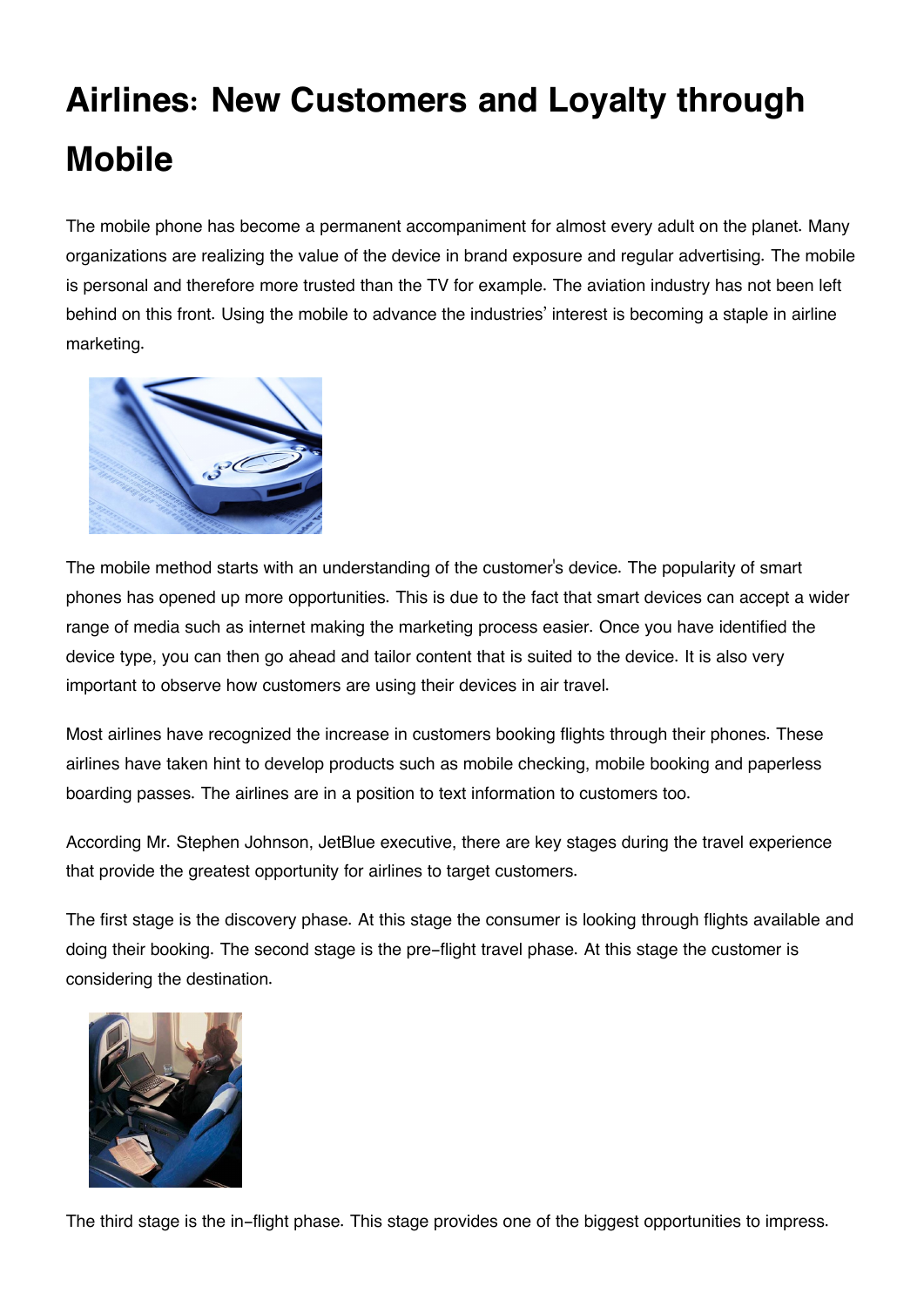# Airlines: New Customers and Loyalty through Mobile

The mobile phone has become a permanent accompaniment for almost every adult on the planet. Many organizations are realizing the value of the device in brand exposure and regular advertising. The mobile is personal and therefore more trusted than the TV for example. The aviation industry has not been left behind on this front. Using the mobile to advance the industries' interest is becoming a staple in airline marketing.

The mobile method starts with an understanding of the customer's device. The popularity of smart phones has opened up more opportunities. This is due to the fact that smart devices can accept a wider range of media such as internet making the marketing process easier. Once you have identified the device type, you can then go ahead and tailor content that is suited to the device. It is also very important to observe how customers are using their devices in air travel.

Most airlines have recognized the increase in customers booking flights through their phones. These airlines have taken hint to develop products such as mobile checking, mobile booking and paperless boarding passes. The airlines are in a position to text information to customers too.

According Mr. Stephen Johnson, JetBlue executive, there are key stages during the travel experience that provide the greatest opportunity for airlines to target customers.

The first stage is the discovery phase. At this stage the consumer is looking through flights available and doing their booking. The second stage is the pre-flight travel phase. At this stage the customer is considering the destination.

The third stage is the in-flight phase. This stage provides one of the biggest opportunities to impress.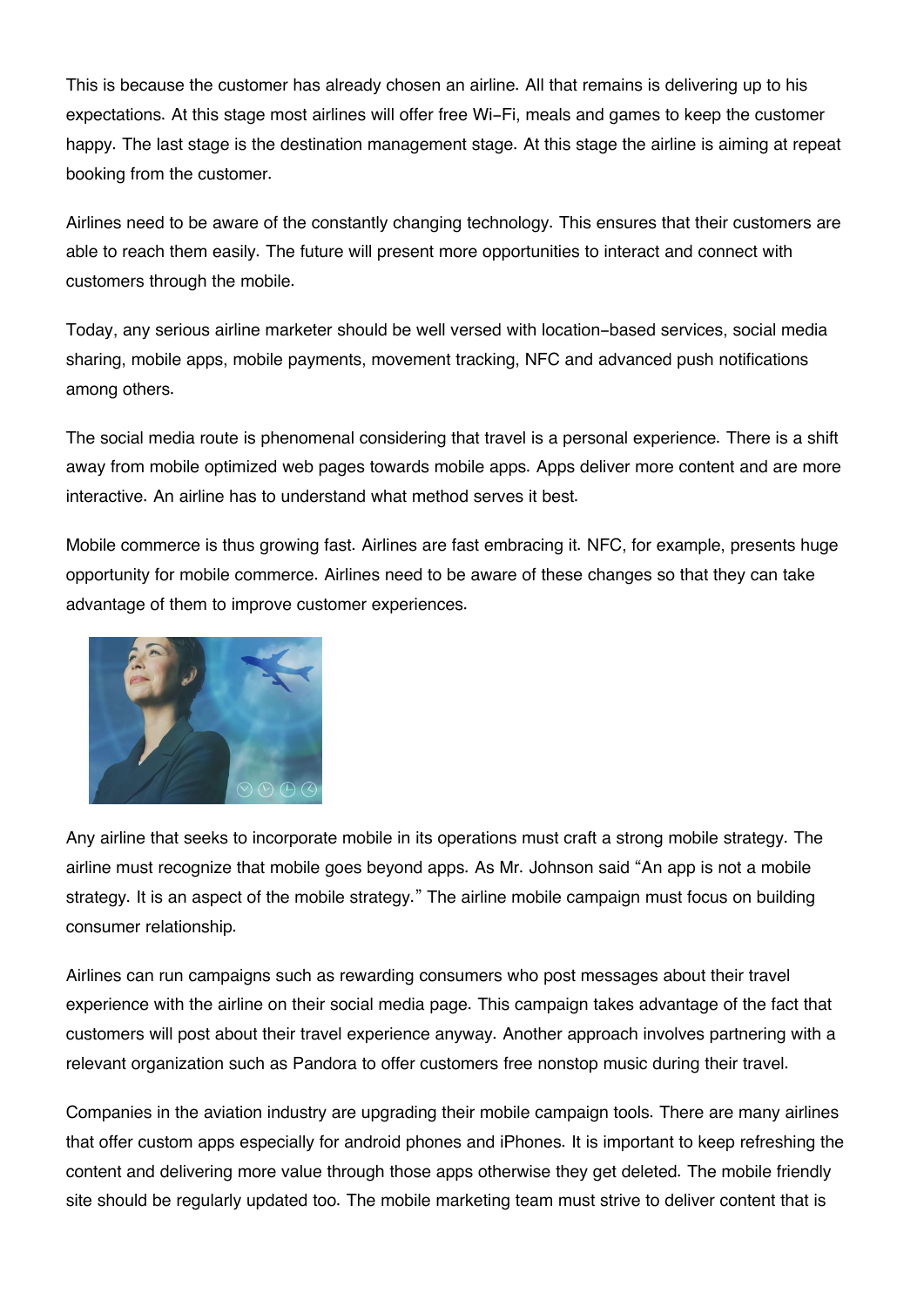This is because the customer has already chosen an airline. All that remains is delivering up to his expectations. At this stage most airlines will offer free Wi-Fi, meals and games to keep the customer happy. The last stage is the destination management stage. At this stage the airline is aiming at repeat booking from the customer.

Airlines need to be aware of the constantly changing technology. This ensures that their customers are able to reach them easily. The future will present more opportunities to interact and connect with customers through the mobile.

Today, any serious airline marketer should be well versed with location-based services, social media sharing, mobile apps, mobile payments, movement tracking, NFC and advanced push notifications among others.

The social media route is phenomenal considering that travel is a personal experience. There is a shift away from mobile optimized web pages towards mobile apps. Apps deliver more content and are more interactive. An airline has to understand what method serves it best.

Mobile commerce is thus growing fast. Airlines are fast embracing it. NFC, for example, presents huge opportunity for mobile commerce. Airlines need to be aware of these changes so that they can take advantage of them to improve customer experiences.

Any airline that seeks to incorporate mobile in its operations must craft a strong mobile strategy. The airline must recognize that mobile goes beyond apps. As Mr. Johnson said "An app is not a mobile strategy. It is an aspect of the mobile strategy." The airline mobile campaign must focus on building consumer relationship.

Airlines can run campaigns such as rewarding consumers who post messages about their travel experience with the airline on their social media page. This campaign takes advantage of the fact that customers will post about their travel experience anyway. Another approach involves partnering with a relevant organization such as Pandora to offer customers free nonstop music during their travel.

Companies in the aviation industry are upgrading their mobile campaign tools. There are many airlines that offer custom apps especially for android phones and iPhones. It is important to keep refreshing the content and delivering more value through those apps otherwise they get deleted. The mobile friendly site should be regularly updated too. The mobile marketing team must strive to deliver content that is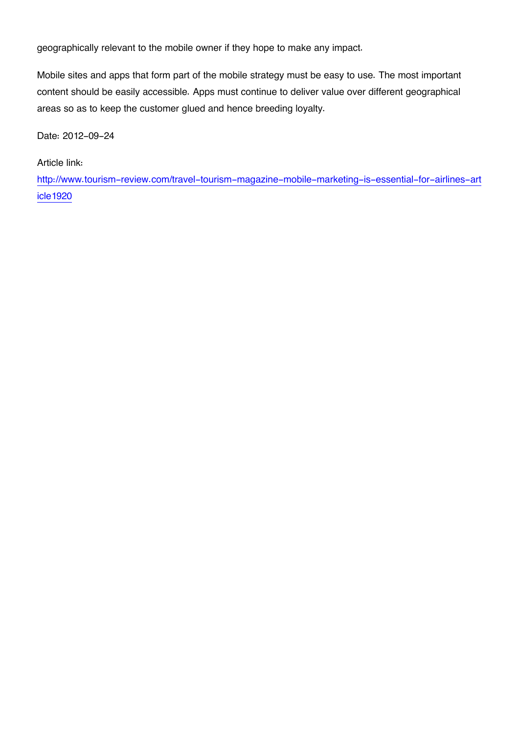geographically relevant to the mobile owner if they hope to make any impact.

Mobile sites and apps that form part of the mobile strategy must be easy to use. The most important content should be easily accessible. Apps must continue to deliver value over different geographical areas so as to keep the customer glued and hence breeding loyalty.

Date: 2012-09-24

Article link:
[http://www.tourism-review.com/travel-tourism-magazine-mobile-marketing-is-essential-for-airlines-article1920](http://www.tourism-review.com/travel-tourism-magazine-mobile-marketing-is-essential-for-airlines-article1920)